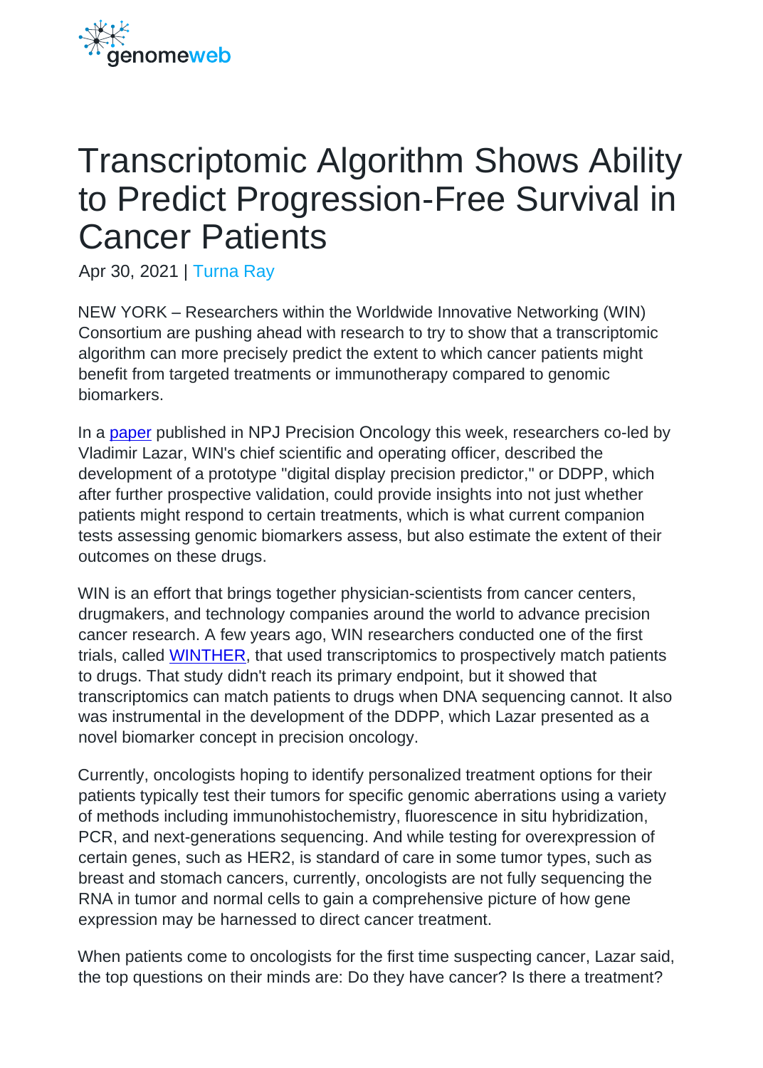# Transcriptomic Algorithm Shows Ability to Predict Progression-Free Survival in Cancer Patients

Apr 30, 2021 | Turna Ray

NEW YORK – Researchers within the Worldwide Innovative Networking (WIN) Consortium are pushing ahead with research to try to show that a transcriptomic algorithm can more precisely predict the extent to which cancer patients might benefit from targeted treatments or immunotherapy compared to genomic biomarkers.

In a paper published in NPJ Precision Oncology this week, researchers co-led by Vladimir Lazar, WIN's chief scientific and operating officer, described the development of a prototype "digital display precision predictor," or DDPP, which after further prospective validation, could provide insights into not just whether patients might respond to certain treatments, which is what current companion tests assessing genomic biomarkers assess, but also estimate the extent of their outcomes on these drugs.

WIN is an effort that brings together physician-scientists from cancer centers, drugmakers, and technology companies around the world to advance precision cancer research. A few years ago, WIN researchers conducted one of the first trials, called WINTHER, that used transcriptomics to prospectively match patients to drugs. That study didn't reach its primary endpoint, but it showed that transcriptomics can match patients to drugs when DNA sequencing cannot. It also was instrumental in the development of the DDPP, which Lazar presented as a novel biomarker concept in precision oncology.

Currently, oncologists hoping to identify personalized treatment options for their patients typically test their tumors for specific genomic aberrations using a variety of methods including immunohistochemistry, fluorescence in situ hybridization, PCR, and next-generations sequencing. And while testing for overexpression of certain genes, such as HER2, is standard of care in some tumor types, such as breast and stomach cancers, currently, oncologists are not fully sequencing the RNA in tumor and normal cells to gain a comprehensive picture of how gene expression may be harnessed to direct cancer treatment.

When patients come to oncologists for the first time suspecting cancer, Lazar said, the top questions on their minds are: Do they have cancer? Is there a treatment?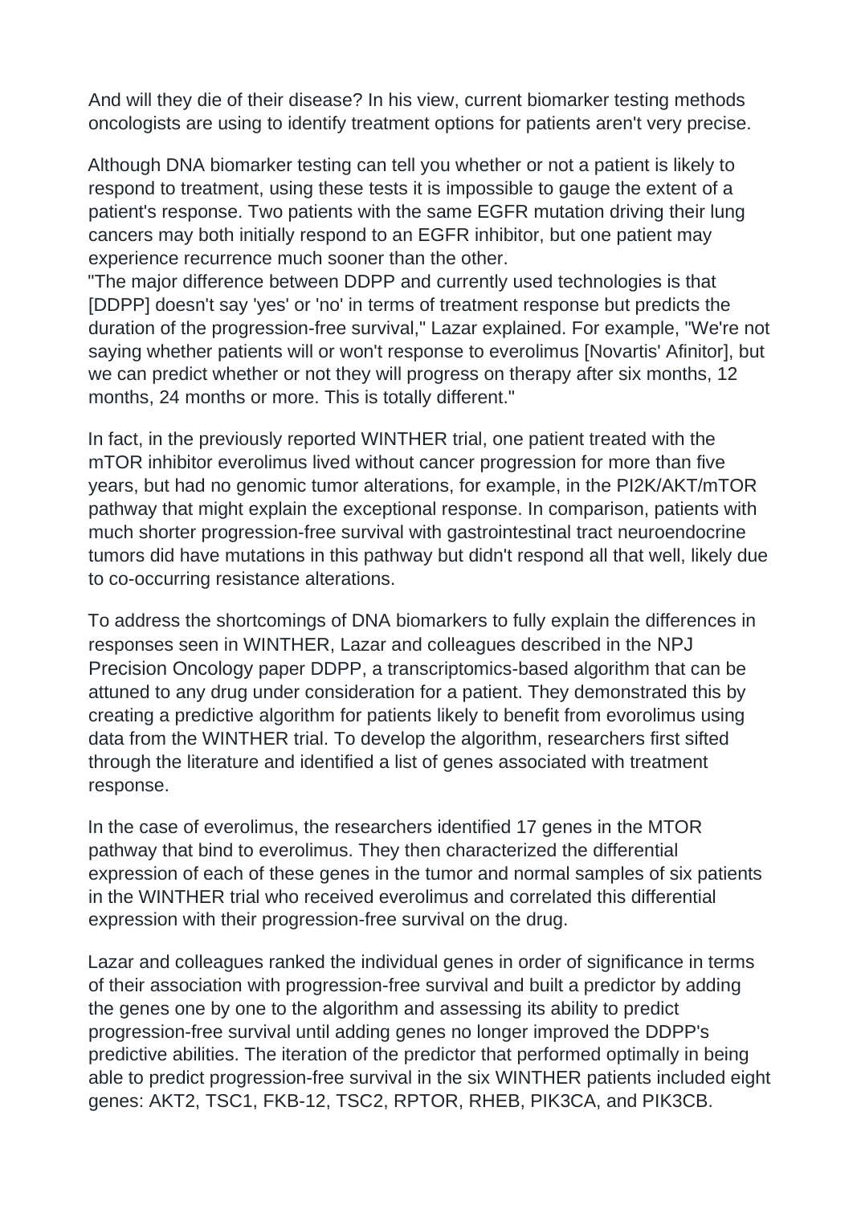And will they die of their disease? In his view, current biomarker testing methods oncologists are using to identify treatment options for patients aren't very precise.

Although DNA biomarker testing can tell you whether or not a patient is likely to respond to treatment, using these tests it is impossible to gauge the extent of a patient's response. Two patients with the same EGFR mutation driving their lung cancers may both initially respond to an EGFR inhibitor, but one patient may experience recurrence much sooner than the other.

"The major difference between DDPP and currently used technologies is that [DDPP] doesn't say 'yes' or 'no' in terms of treatment response but predicts the duration of the progression-free survival," Lazar explained. For example, "We're not saying whether patients will or won't response to everolimus [Novartis' Afinitor], but we can predict whether or not they will progress on therapy after six months, 12 months, 24 months or more. This is totally different."

In fact, in the previously reported WINTHER trial, one patient treated with the mTOR inhibitor everolimus lived without cancer progression for more than five years, but had no genomic tumor alterations, for example, in the PI2K/AKT/mTOR pathway that might explain the exceptional response. In comparison, patients with much shorter progression-free survival with gastrointestinal tract neuroendocrine tumors did have mutations in this pathway but didn't respond all that well, likely due to co-occurring resistance alterations.

To address the shortcomings of DNA biomarkers to fully explain the differences in responses seen in WINTHER, Lazar and colleagues described in the NPJ Precision Oncology paper DDPP, a transcriptomics-based algorithm that can be attuned to any drug under consideration for a patient. They demonstrated this by creating a predictive algorithm for patients likely to benefit from evorolimus using data from the WINTHER trial. To develop the algorithm, researchers first sifted through the literature and identified a list of genes associated with treatment response.

In the case of everolimus, the researchers identified 17 genes in the MTOR pathway that bind to everolimus. They then characterized the differential expression of each of these genes in the tumor and normal samples of six patients in the WINTHER trial who received everolimus and correlated this differential expression with their progression-free survival on the drug.

Lazar and colleagues ranked the individual genes in order of significance in terms of their association with progression-free survival and built a predictor by adding the genes one by one to the algorithm and assessing its ability to predict progression-free survival until adding genes no longer improved the DDPP's predictive abilities. The iteration of the predictor that performed optimally in being able to predict progression-free survival in the six WINTHER patients included eight genes: AKT2, TSC1, FKB-12, TSC2, RPTOR, RHEB, PIK3CA, and PIK3CB.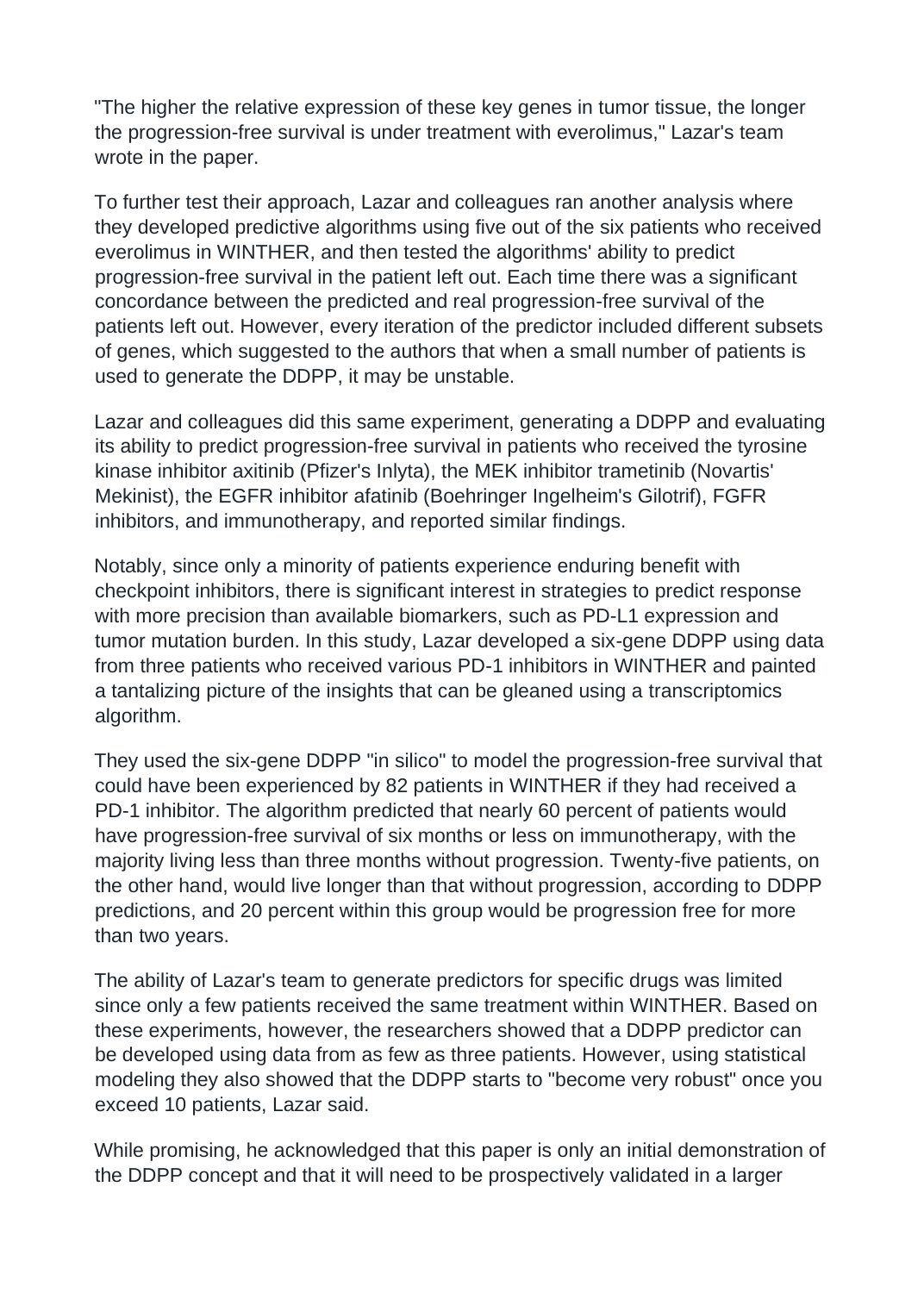"The higher the relative expression of these key genes in tumor tissue, the longer the progression-free survival is under treatment with everolimus," Lazar's team wrote in the paper.

To further test their approach, Lazar and colleagues ran another analysis where they developed predictive algorithms using five out of the six patients who received everolimus in WINTHER, and then tested the algorithms' ability to predict progression-free survival in the patient left out. Each time there was a significant concordance between the predicted and real progression-free survival of the patients left out. However, every iteration of the predictor included different subsets of genes, which suggested to the authors that when a small number of patients is used to generate the DDPP, it may be unstable.

Lazar and colleagues did this same experiment, generating a DDPP and evaluating its ability to predict progression-free survival in patients who received the tyrosine kinase inhibitor axitinib (Pfizer's Inlyta), the MEK inhibitor trametinib (Novartis' Mekinist), the EGFR inhibitor afatinib (Boehringer Ingelheim's Gilotrif), FGFR inhibitors, and immunotherapy, and reported similar findings.

Notably, since only a minority of patients experience enduring benefit with checkpoint inhibitors, there is significant interest in strategies to predict response with more precision than available biomarkers, such as PD-L1 expression and tumor mutation burden. In this study, Lazar developed a six-gene DDPP using data from three patients who received various PD-1 inhibitors in WINTHER and painted a tantalizing picture of the insights that can be gleaned using a transcriptomics algorithm.

They used the six-gene DDPP "in silico" to model the progression-free survival that could have been experienced by 82 patients in WINTHER if they had received a PD-1 inhibitor. The algorithm predicted that nearly 60 percent of patients would have progression-free survival of six months or less on immunotherapy, with the majority living less than three months without progression. Twenty-five patients, on the other hand, would live longer than that without progression, according to DDPP predictions, and 20 percent within this group would be progression free for more than two years.

The ability of Lazar's team to generate predictors for specific drugs was limited since only a few patients received the same treatment within WINTHER. Based on these experiments, however, the researchers showed that a DDPP predictor can be developed using data from as few as three patients. However, using statistical modeling they also showed that the DDPP starts to "become very robust" once you exceed 10 patients, Lazar said.

While promising, he acknowledged that this paper is only an initial demonstration of the DDPP concept and that it will need to be prospectively validated in a larger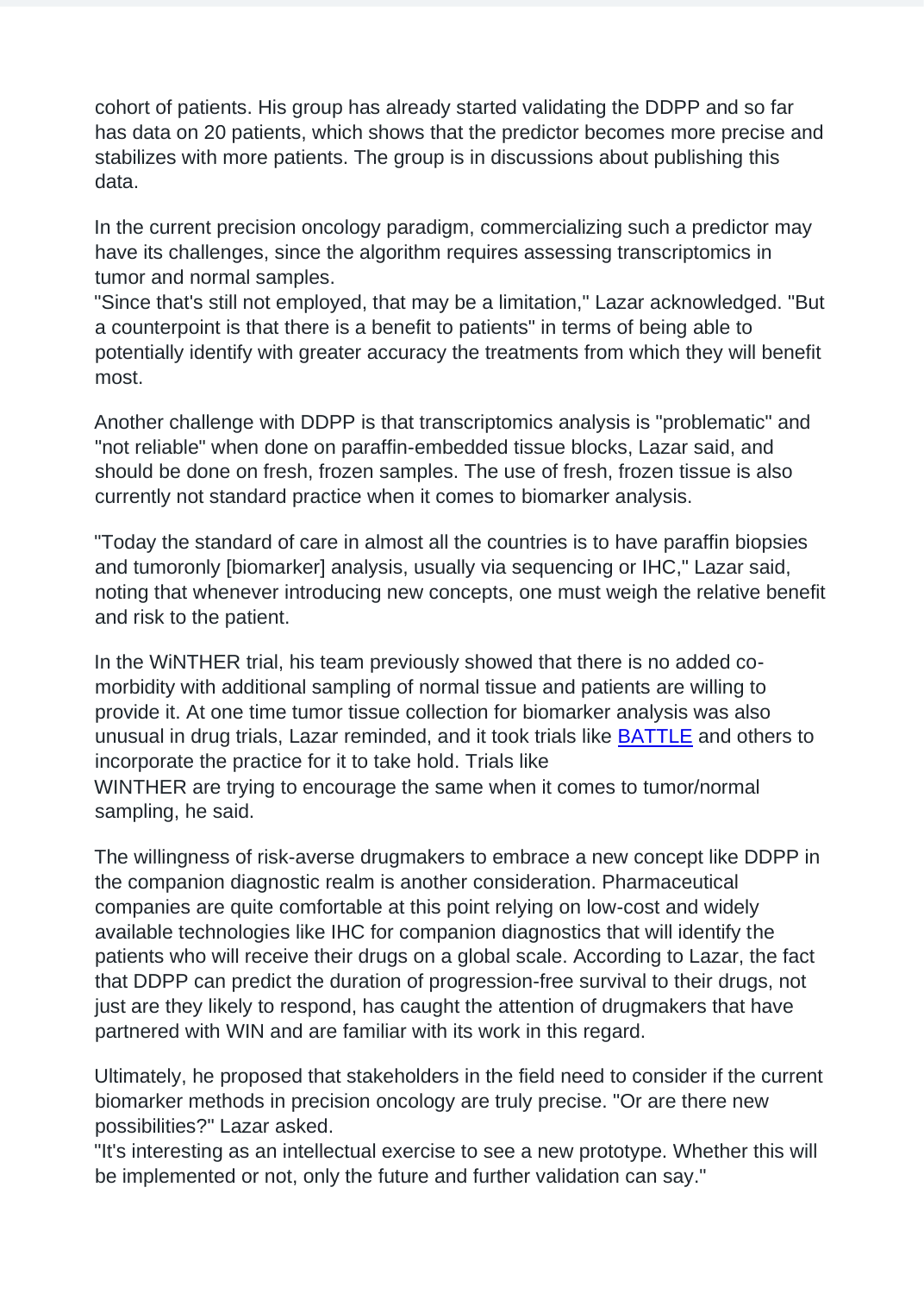cohort of patients. His group has already started validating the DDPP and so far has data on 20 patients, which shows that the predictor becomes more precise and stabilizes with more patients. The group is in discussions about publishing this data.

In the current precision oncology paradigm, commercializing such a predictor may have its challenges, since the algorithm requires assessing transcriptomics in tumor and normal samples.
"Since that's still not employed, that may be a limitation," Lazar acknowledged. "But a counterpoint is that there is a benefit to patients" in terms of being able to potentially identify with greater accuracy the treatments from which they will benefit most.

Another challenge with DDPP is that transcriptomics analysis is "problematic" and "not reliable" when done on paraffin-embedded tissue blocks, Lazar said, and should be done on fresh, frozen samples. The use of fresh, frozen tissue is also currently not standard practice when it comes to biomarker analysis.

"Today the standard of care in almost all the countries is to have paraffin biopsies and tumoronly [biomarker] analysis, usually via sequencing or IHC," Lazar said, noting that whenever introducing new concepts, one must weigh the relative benefit and risk to the patient.

In the WiNTHER trial, his team previously showed that there is no added co-morbidity with additional sampling of normal tissue and patients are willing to provide it. At one time tumor tissue collection for biomarker analysis was also unusual in drug trials, Lazar reminded, and it took trials like BATTLE and others to incorporate the practice for it to take hold. Trials like
WINTHER are trying to encourage the same when it comes to tumor/normal sampling, he said.

The willingness of risk-averse drugmakers to embrace a new concept like DDPP in the companion diagnostic realm is another consideration. Pharmaceutical companies are quite comfortable at this point relying on low-cost and widely available technologies like IHC for companion diagnostics that will identify the patients who will receive their drugs on a global scale. According to Lazar, the fact that DDPP can predict the duration of progression-free survival to their drugs, not just are they likely to respond, has caught the attention of drugmakers that have partnered with WIN and are familiar with its work in this regard.

Ultimately, he proposed that stakeholders in the field need to consider if the current biomarker methods in precision oncology are truly precise. "Or are there new possibilities?" Lazar asked.
"It's interesting as an intellectual exercise to see a new prototype. Whether this will be implemented or not, only the future and further validation can say."